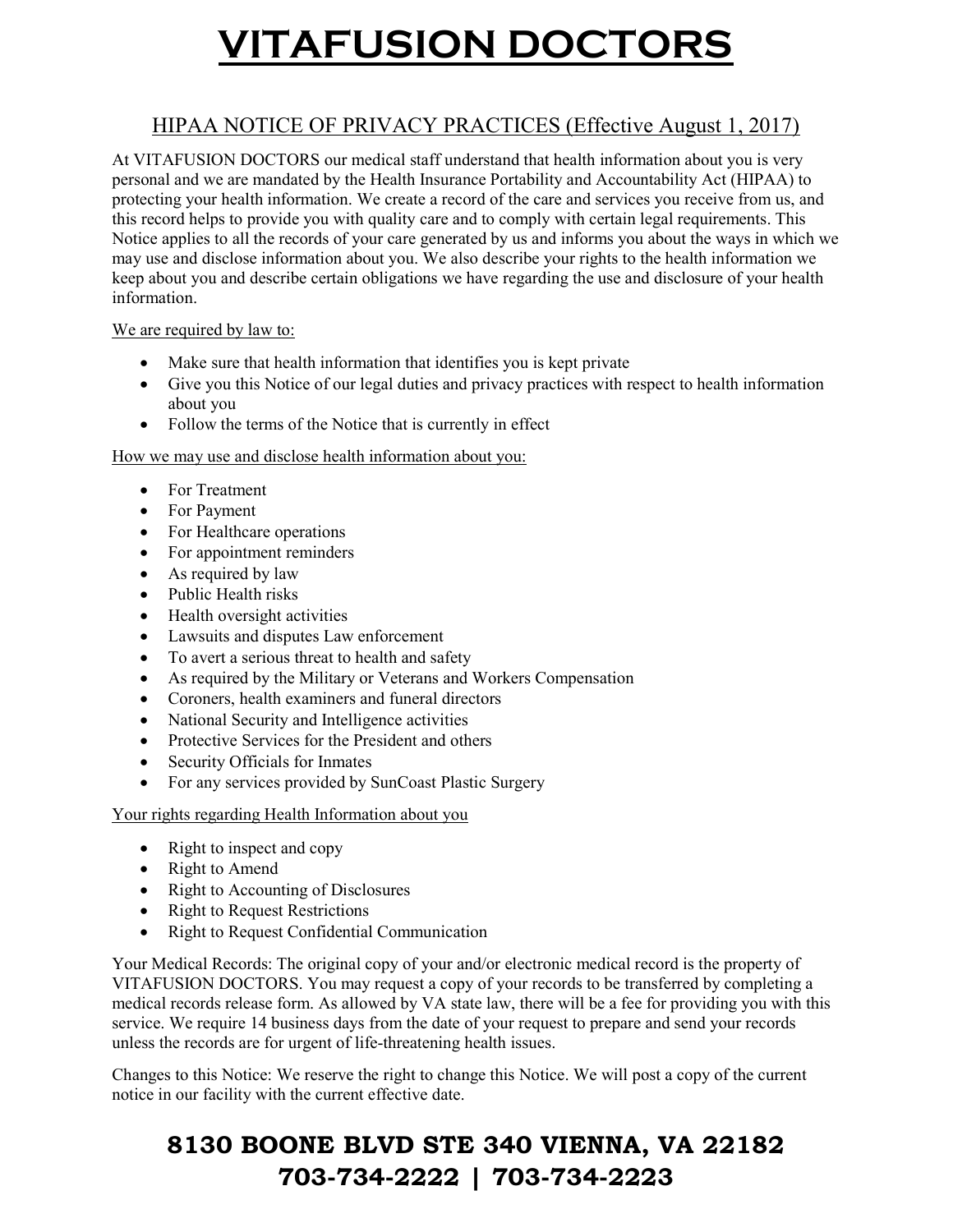# VITAFUSION DOCTORS

## HIPAA NOTICE OF PRIVACY PRACTICES (Effective August 1, 2017)

At VITAFUSION DOCTORS our medical staff understand that health information about you is very personal and we are mandated by the Health Insurance Portability and Accountability Act (HIPAA) to protecting your health information. We create a record of the care and services you receive from us, and this record helps to provide you with quality care and to comply with certain legal requirements. This Notice applies to all the records of your care generated by us and informs you about the ways in which we may use and disclose information about you. We also describe your rights to the health information we keep about you and describe certain obligations we have regarding the use and disclosure of your health information.

We are required by law to:

- Make sure that health information that identifies you is kept private
- Give you this Notice of our legal duties and privacy practices with respect to health information about you
- Follow the terms of the Notice that is currently in effect

How we may use and disclose health information about you:

- For Treatment
- For Payment
- For Healthcare operations
- For appointment reminders
- As required by law
- Public Health risks
- Health oversight activities
- Lawsuits and disputes Law enforcement
- To avert a serious threat to health and safety
- As required by the Military or Veterans and Workers Compensation
- Coroners, health examiners and funeral directors
- National Security and Intelligence activities
- Protective Services for the President and others
- Security Officials for Inmates
- For any services provided by SunCoast Plastic Surgery

Your rights regarding Health Information about you

- Right to inspect and copy
- Right to Amend
- Right to Accounting of Disclosures
- Right to Request Restrictions
- Right to Request Confidential Communication

Your Medical Records: The original copy of your and/or electronic medical record is the property of VITAFUSION DOCTORS. You may request a copy of your records to be transferred by completing a medical records release form. As allowed by VA state law, there will be a fee for providing you with this service. We require 14 business days from the date of your request to prepare and send your records unless the records are for urgent of life-threatening health issues.

Changes to this Notice: We reserve the right to change this Notice. We will post a copy of the current notice in our facility with the current effective date.

**8130 BOONE BLVD STE 340 VIENNA, VA 22182**
**703-734-2222 | 703-734-2223**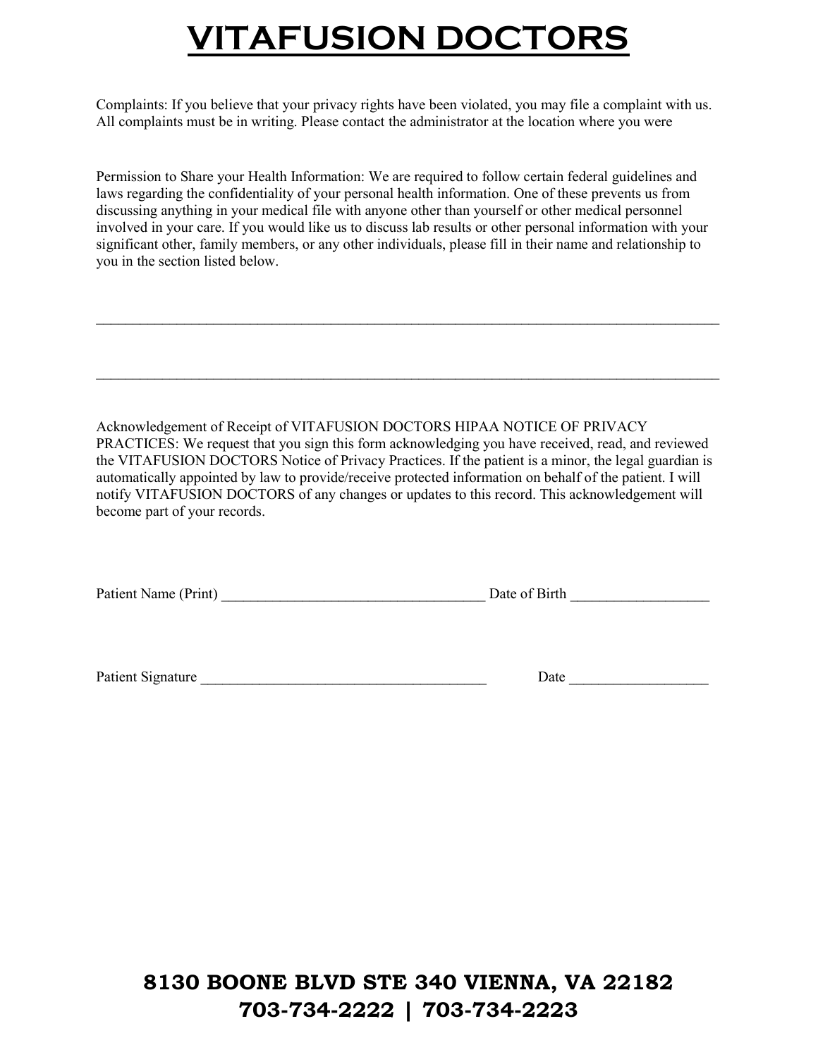# VITAFUSION DOCTORS

Complaints: If you believe that your privacy rights have been violated, you may file a complaint with us. All complaints must be in writing. Please contact the administrator at the location where you were

Permission to Share your Health Information: We are required to follow certain federal guidelines and laws regarding the confidentiality of your personal health information. One of these prevents us from discussing anything in your medical file with anyone other than yourself or other medical personnel involved in your care. If you would like us to discuss lab results or other personal information with your significant other, family members, or any other individuals, please fill in their name and relationship to you in the section listed below.

\_\_\_\_\_\_\_\_\_\_\_\_\_\_\_\_\_\_\_\_\_\_\_\_\_\_\_\_\_\_\_\_\_\_\_\_\_\_\_\_\_\_\_\_\_\_\_\_\_\_\_\_\_\_\_\_\_\_\_\_\_\_\_\_\_\_\_\_\_\_\_\_\_\_\_\_\_\_\_\_\_\_\_\_

\_\_\_\_\_\_\_\_\_\_\_\_\_\_\_\_\_\_\_\_\_\_\_\_\_\_\_\_\_\_\_\_\_\_\_\_\_\_\_\_\_\_\_\_\_\_\_\_\_\_\_\_\_\_\_\_\_\_\_\_\_\_\_\_\_\_\_\_\_\_\_\_\_\_\_\_\_\_\_\_\_\_\_\_

Acknowledgement of Receipt of VITAFUSION DOCTORS HIPAA NOTICE OF PRIVACY PRACTICES: We request that you sign this form acknowledging you have received, read, and reviewed the VITAFUSION DOCTORS Notice of Privacy Practices. If the patient is a minor, the legal guardian is automatically appointed by law to provide/receive protected information on behalf of the patient. I will notify VITAFUSION DOCTORS of any changes or updates to this record. This acknowledgement will become part of your records.

Patient Name (Print) \_\_\_\_\_\_\_\_\_\_\_\_\_\_\_\_\_\_\_\_\_\_\_\_\_\_\_\_\_\_\_\_\_\_\_\_ Date of Birth \_\_\_\_\_\_\_\_\_\_\_\_\_\_\_\_\_\_

Patient Signature \_\_\_\_\_\_\_\_\_\_\_\_\_\_\_\_\_\_\_\_\_\_\_\_\_\_\_\_\_\_\_\_\_\_\_\_\_\_\_ Date \_\_\_\_\_\_\_\_\_\_\_\_\_\_\_\_\_\_

**8130 BOONE BLVD STE 340 VIENNA, VA 22182**
**703-734-2222 | 703-734-2223**